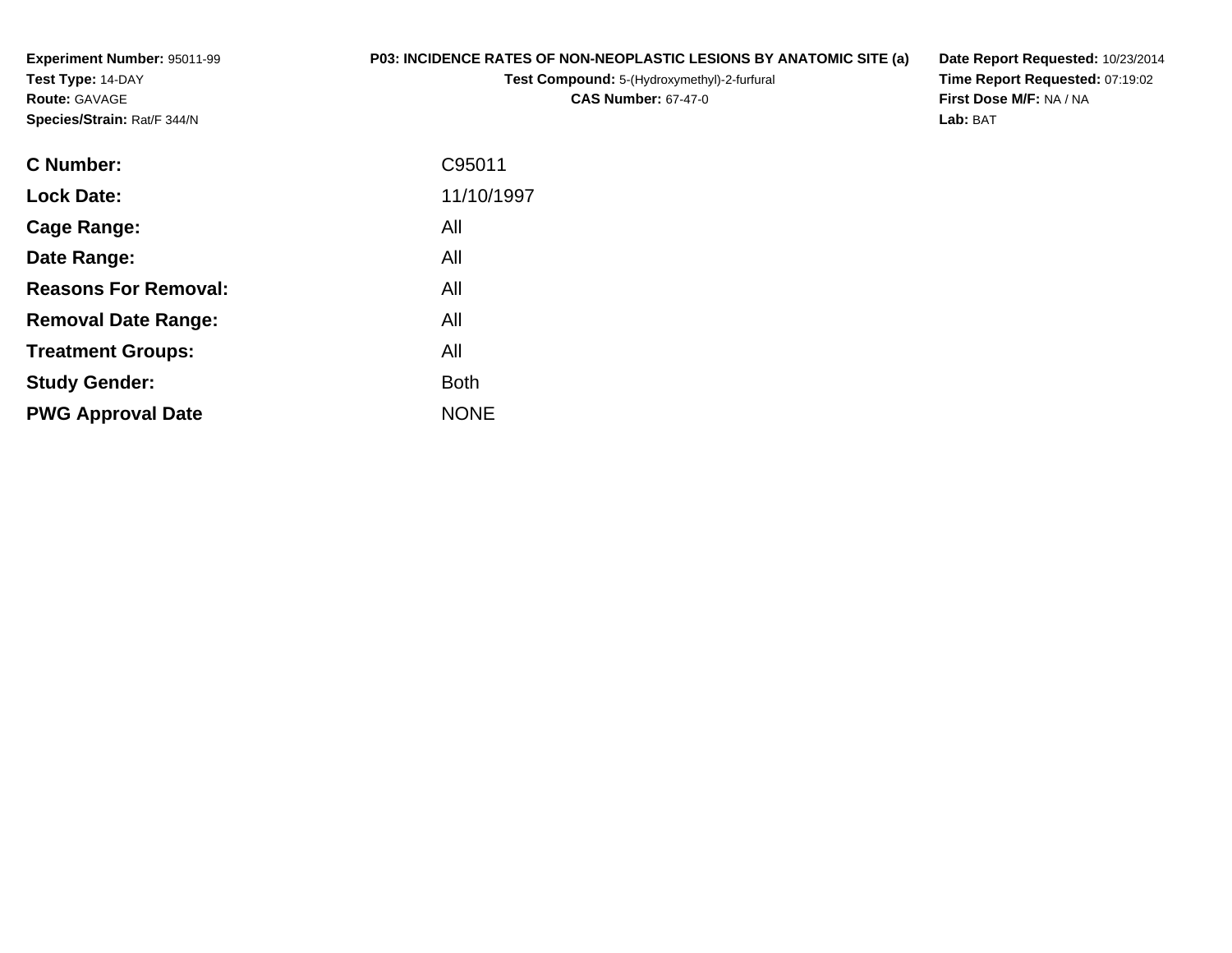**Experiment Number:** 95011-99
**Test Type:** 14-DAY
**Route:** GAVAGE
**Species/Strain:** Rat/F 344/N

**P03: INCIDENCE RATES OF NON-NEOPLASTIC LESIONS BY ANATOMIC SITE (a)**
**Test Compound:** 5-(Hydroxymethyl)-2-furfural
**CAS Number:** 67-47-0

**Date Report Requested:** 10/23/2014
**Time Report Requested:** 07:19:02
**First Dose M/F:** NA / NA
**Lab:** BAT

| | |
|---|---|
| **C Number:** | C95011 |
| **Lock Date:** | 11/10/1997 |
| **Cage Range:** | All |
| **Date Range:** | All |
| **Reasons For Removal:** | All |
| **Removal Date Range:** | All |
| **Treatment Groups:** | All |
| **Study Gender:** | Both |
| **PWG Approval Date** | NONE |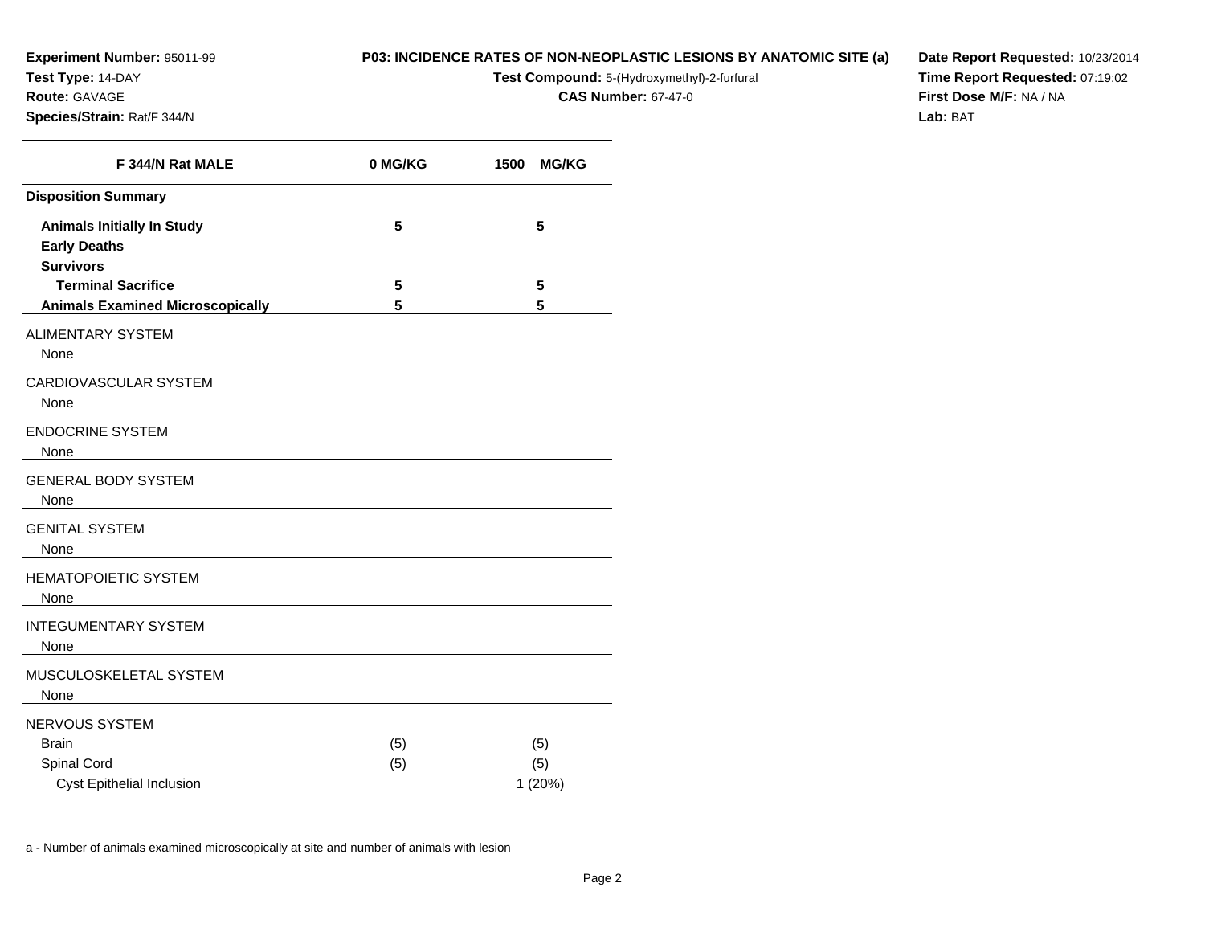**Experiment Number:** 95011-99
**Test Type:** 14-DAY
**Route:** GAVAGE
**Species/Strain:** Rat/F 344/N

**P03: INCIDENCE RATES OF NON-NEOPLASTIC LESIONS BY ANATOMIC SITE (a)**
**Test Compound:** 5-(Hydroxymethyl)-2-furfural
**CAS Number:** 67-47-0

**Date Report Requested:** 10/23/2014
**Time Report Requested:** 07:19:02
**First Dose M/F:** NA / NA
**Lab:** BAT

| F 344/N Rat MALE | 0 MG/KG | 1500 MG/KG |
|---|---|---|
| **Disposition Summary** | | |
| **Animals Initially In Study** | 5 | 5 |
| **Early Deaths** | | |
| **Survivors** | | |
| **Terminal Sacrifice** | 5 | 5 |
| **Animals Examined Microscopically** | 5 | 5 |
| ALIMENTARY SYSTEM | | |
| None | | |
| CARDIOVASCULAR SYSTEM | | |
| None | | |
| ENDOCRINE SYSTEM | | |
| None | | |
| GENERAL BODY SYSTEM | | |
| None | | |
| GENITAL SYSTEM | | |
| None | | |
| HEMATOPOIETIC SYSTEM | | |
| None | | |
| INTEGUMENTARY SYSTEM | | |
| None | | |
| MUSCULOSKELETAL SYSTEM | | |
| None | | |
| NERVOUS SYSTEM | | |
| Brain | (5) | (5) |
| Spinal Cord | (5) | (5) |
| Cyst Epithelial Inclusion | | 1 (20%) |

a - Number of animals examined microscopically at site and number of animals with lesion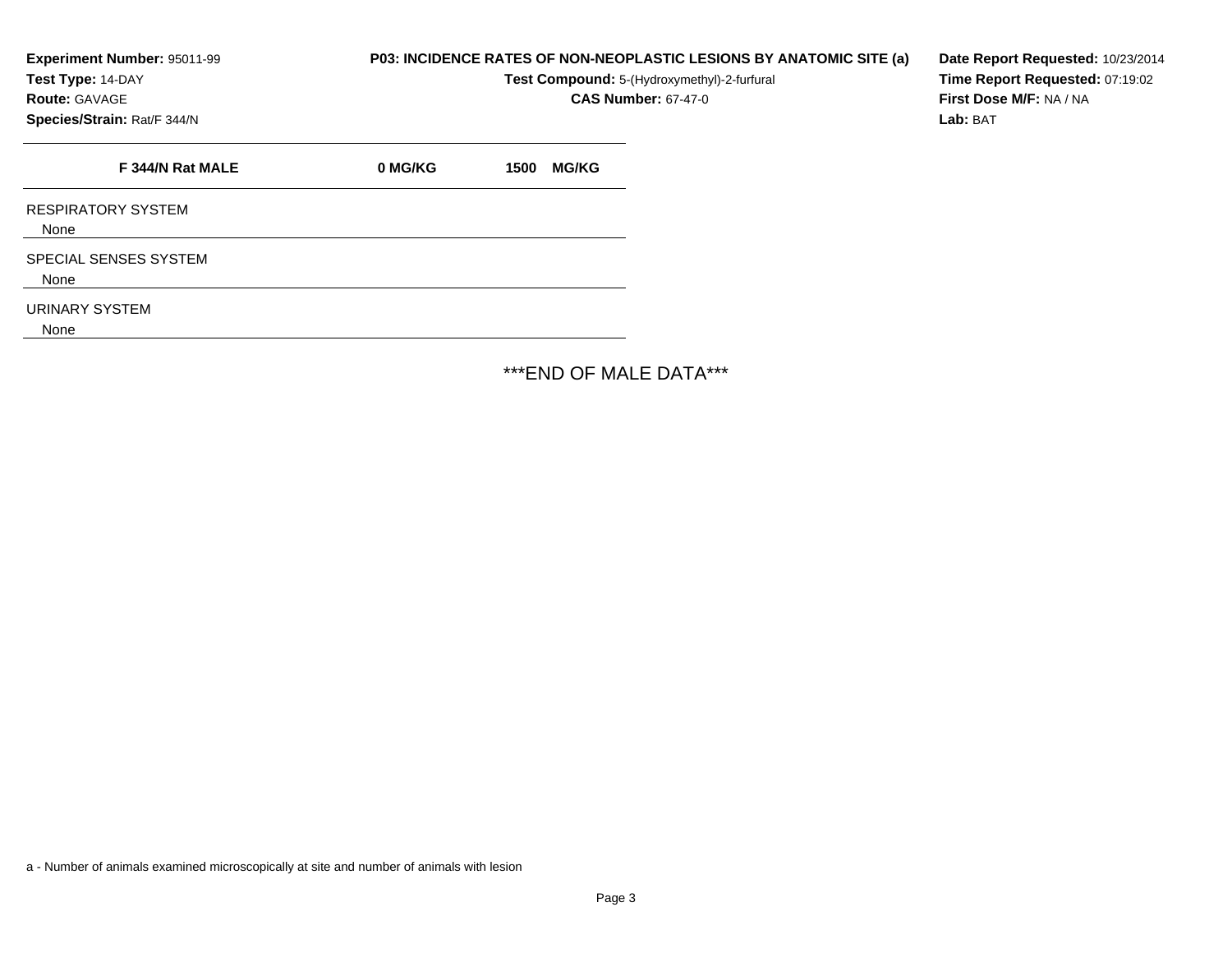**Experiment Number:** 95011-99
**Test Type:** 14-DAY
**Route:** GAVAGE
**Species/Strain:** Rat/F 344/N

**P03: INCIDENCE RATES OF NON-NEOPLASTIC LESIONS BY ANATOMIC SITE (a)**
**Test Compound:** 5-(Hydroxymethyl)-2-furfural
**CAS Number:** 67-47-0

**Date Report Requested:** 10/23/2014
**Time Report Requested:** 07:19:02
**First Dose M/F:** NA / NA
**Lab:** BAT

| F 344/N Rat MALE | 0 MG/KG | 1500 MG/KG |
|---|---|---|
| RESPIRATORY SYSTEM | | |
| None | | |
| SPECIAL SENSES SYSTEM | | |
| None | | |
| URINARY SYSTEM | | |
| None | | |

***END OF MALE DATA***

a - Number of animals examined microscopically at site and number of animals with lesion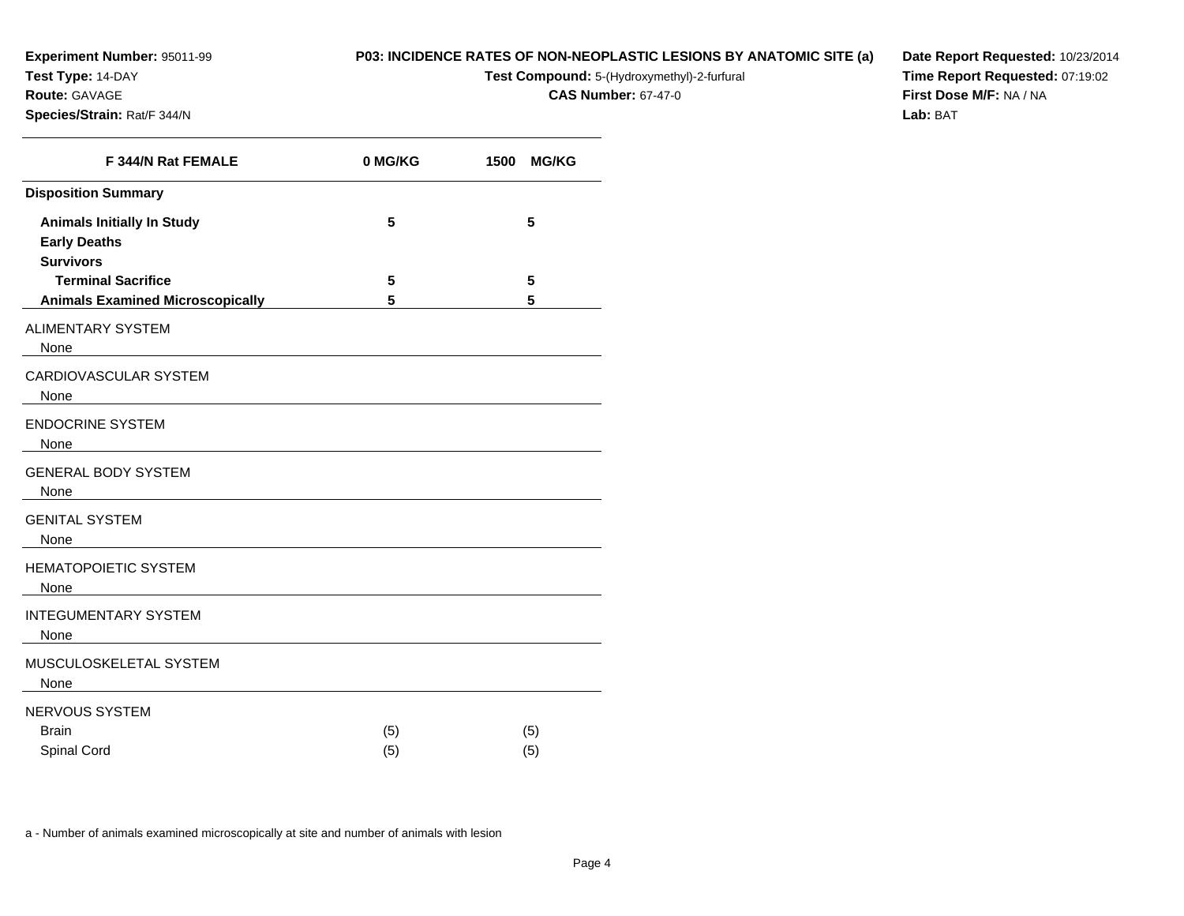**Experiment Number:** 95011-99
**Test Type:** 14-DAY
**Route:** GAVAGE
**Species/Strain:** Rat/F 344/N

**P03: INCIDENCE RATES OF NON-NEOPLASTIC LESIONS BY ANATOMIC SITE (a)**
**Test Compound:** 5-(Hydroxymethyl)-2-furfural
**CAS Number:** 67-47-0

**Date Report Requested:** 10/23/2014
**Time Report Requested:** 07:19:02
**First Dose M/F:** NA / NA
**Lab:** BAT

| F 344/N Rat FEMALE | 0 MG/KG | 1500 MG/KG |
|---|---|---|
| **Disposition Summary** | | |
| **Animals Initially In Study** | 5 | 5 |
| **Early Deaths** | | |
| **Survivors** | | |
| **Terminal Sacrifice** | 5 | 5 |
| **Animals Examined Microscopically** | 5 | 5 |
| ALIMENTARY SYSTEM | | |
| None | | |
| CARDIOVASCULAR SYSTEM | | |
| None | | |
| ENDOCRINE SYSTEM | | |
| None | | |
| GENERAL BODY SYSTEM | | |
| None | | |
| GENITAL SYSTEM | | |
| None | | |
| HEMATOPOIETIC SYSTEM | | |
| None | | |
| INTEGUMENTARY SYSTEM | | |
| None | | |
| MUSCULOSKELETAL SYSTEM | | |
| None | | |
| NERVOUS SYSTEM | | |
| Brain | (5) | (5) |
| Spinal Cord | (5) | (5) |

a - Number of animals examined microscopically at site and number of animals with lesion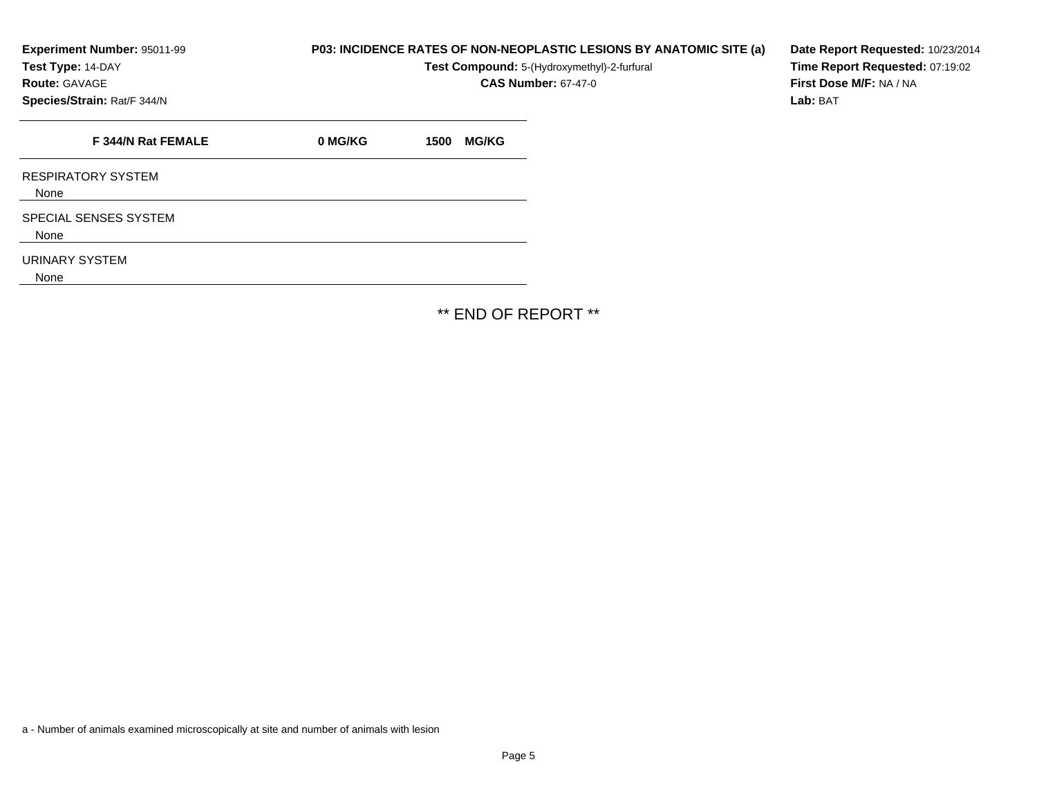**Experiment Number:** 95011-99
**Test Type:** 14-DAY
**Route:** GAVAGE
**Species/Strain:** Rat/F 344/N

**P03: INCIDENCE RATES OF NON-NEOPLASTIC LESIONS BY ANATOMIC SITE (a)**
**Test Compound:** 5-(Hydroxymethyl)-2-furfural
**CAS Number:** 67-47-0

**Date Report Requested:** 10/23/2014
**Time Report Requested:** 07:19:02
**First Dose M/F:** NA / NA
**Lab:** BAT

| F 344/N Rat FEMALE | 0 MG/KG | 1500 MG/KG |
|---|---|---|
| RESPIRATORY SYSTEM | | |
| None | | |
| SPECIAL SENSES SYSTEM | | |
| None | | |
| URINARY SYSTEM | | |
| None | | |

** END OF REPORT **

a - Number of animals examined microscopically at site and number of animals with lesion